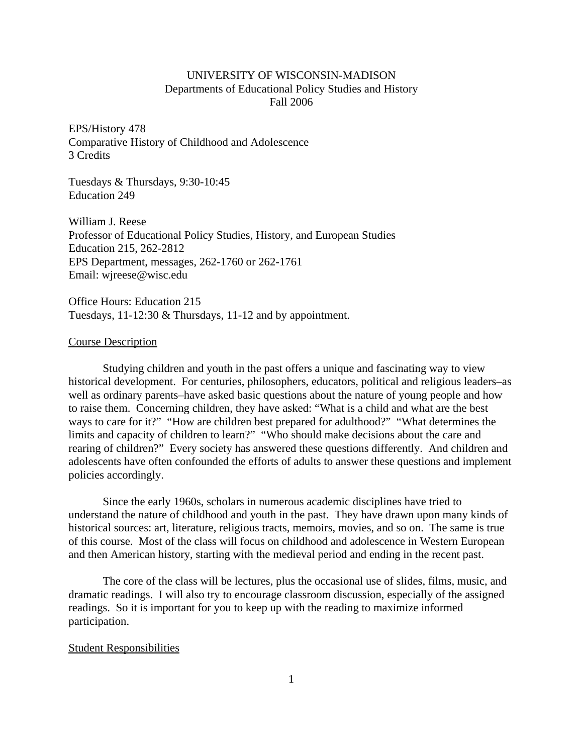UNIVERSITY OF WISCONSIN-MADISON
Departments of Educational Policy Studies and History
Fall 2006

EPS/History 478
Comparative History of Childhood and Adolescence
3 Credits

Tuesdays & Thursdays, 9:30-10:45
Education 249

William J. Reese
Professor of Educational Policy Studies, History, and European Studies
Education 215, 262-2812
EPS Department, messages, 262-1760 or 262-1761
Email: wjreese@wisc.edu

Office Hours: Education 215
Tuesdays, 11-12:30 & Thursdays, 11-12 and by appointment.

## Course Description

Studying children and youth in the past offers a unique and fascinating way to view historical development. For centuries, philosophers, educators, political and religious leaders–as well as ordinary parents–have asked basic questions about the nature of young people and how to raise them. Concerning children, they have asked: "What is a child and what are the best ways to care for it?" "How are children best prepared for adulthood?" "What determines the limits and capacity of children to learn?" "Who should make decisions about the care and rearing of children?" Every society has answered these questions differently. And children and adolescents have often confounded the efforts of adults to answer these questions and implement policies accordingly.

Since the early 1960s, scholars in numerous academic disciplines have tried to understand the nature of childhood and youth in the past. They have drawn upon many kinds of historical sources: art, literature, religious tracts, memoirs, movies, and so on. The same is true of this course. Most of the class will focus on childhood and adolescence in Western European and then American history, starting with the medieval period and ending in the recent past.

The core of the class will be lectures, plus the occasional use of slides, films, music, and dramatic readings. I will also try to encourage classroom discussion, especially of the assigned readings. So it is important for you to keep up with the reading to maximize informed participation.

## Student Responsibilities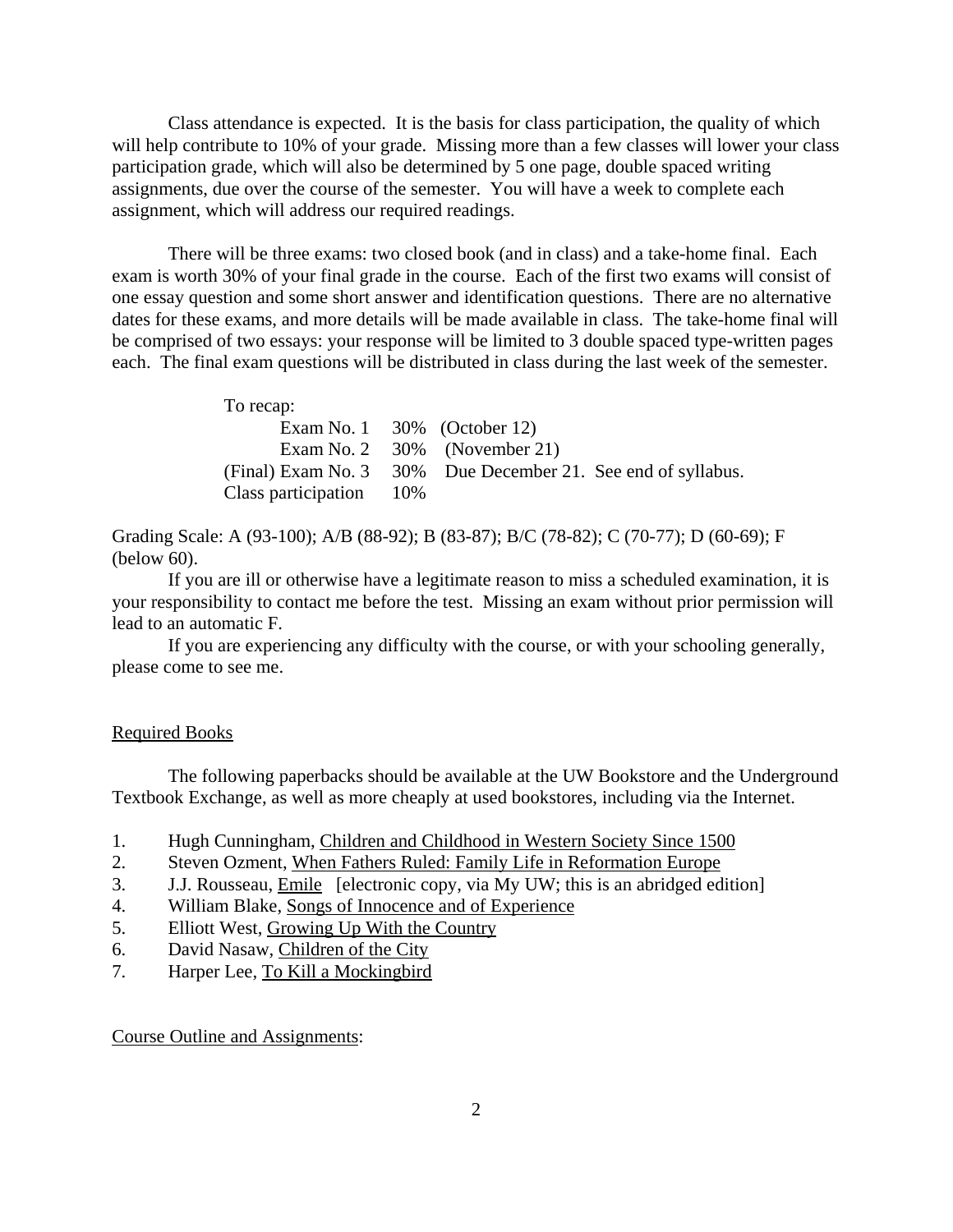Class attendance is expected. It is the basis for class participation, the quality of which will help contribute to 10% of your grade. Missing more than a few classes will lower your class participation grade, which will also be determined by 5 one page, double spaced writing assignments, due over the course of the semester. You will have a week to complete each assignment, which will address our required readings.

There will be three exams: two closed book (and in class) and a take-home final. Each exam is worth 30% of your final grade in the course. Each of the first two exams will consist of one essay question and some short answer and identification questions. There are no alternative dates for these exams, and more details will be made available in class. The take-home final will be comprised of two essays: your response will be limited to 3 double spaced type-written pages each. The final exam questions will be distributed in class during the last week of the semester.

To recap:

| | | |
|---|---|---|
| Exam No. 1 | 30% | (October 12) |
| Exam No. 2 | 30% | (November 21) |
| (Final) Exam No. 3 | 30% | Due December 21. See end of syllabus. |
| Class participation | 10% | |

Grading Scale: A (93-100); A/B (88-92); B (83-87); B/C (78-82); C (70-77); D (60-69); F (below 60).

If you are ill or otherwise have a legitimate reason to miss a scheduled examination, it is your responsibility to contact me before the test. Missing an exam without prior permission will lead to an automatic F.

If you are experiencing any difficulty with the course, or with your schooling generally, please come to see me.

## Required Books

The following paperbacks should be available at the UW Bookstore and the Underground Textbook Exchange, as well as more cheaply at used bookstores, including via the Internet.

1. Hugh Cunningham, Children and Childhood in Western Society Since 1500
2. Steven Ozment, When Fathers Ruled: Family Life in Reformation Europe
3. J.J. Rousseau, Emile [electronic copy, via My UW; this is an abridged edition]
4. William Blake, Songs of Innocence and of Experience
5. Elliott West, Growing Up With the Country
6. David Nasaw, Children of the City
7. Harper Lee, To Kill a Mockingbird

## Course Outline and Assignments: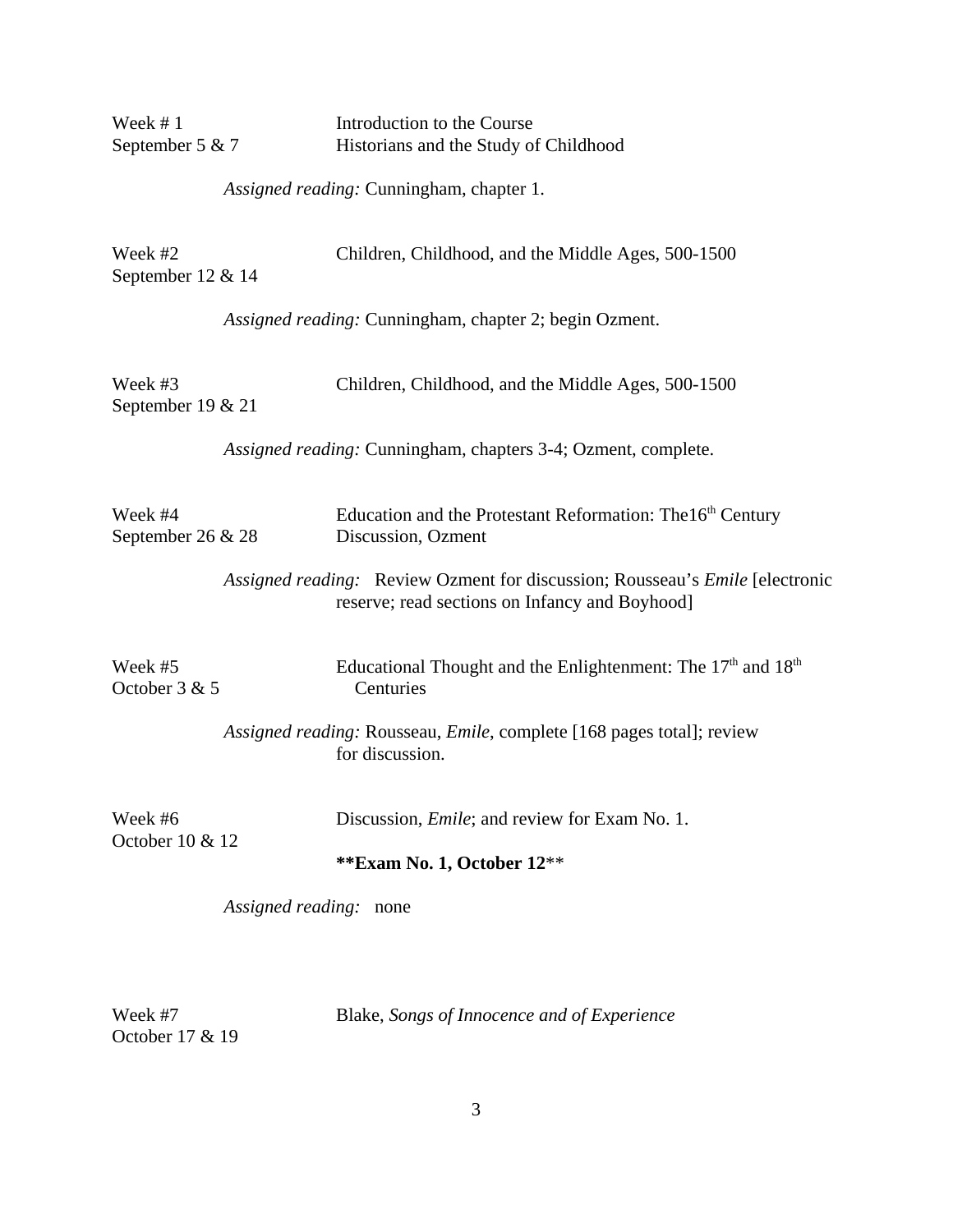Week # 1
September 5 & 7

Introduction to the Course
Historians and the Study of Childhood

*Assigned reading:* Cunningham, chapter 1.

Week #2
September 12 & 14

Children, Childhood, and the Middle Ages, 500-1500

*Assigned reading:* Cunningham, chapter 2; begin Ozment.

Week #3
September 19 & 21

Children, Childhood, and the Middle Ages, 500-1500

*Assigned reading:* Cunningham, chapters 3-4; Ozment, complete.

Week #4
September 26 & 28

Education and the Protestant Reformation: The16th Century
Discussion, Ozment

*Assigned reading:* Review Ozment for discussion; Rousseau's *Emile* [electronic reserve; read sections on Infancy and Boyhood]

Week #5
October 3 & 5

Educational Thought and the Enlightenment: The 17th and 18th Centuries

*Assigned reading:* Rousseau, *Emile*, complete [168 pages total]; review for discussion.

Week #6
October 10 & 12

Discussion, *Emile*; and review for Exam No. 1.

**Exam No. 1, October 12**

*Assigned reading:* none

Week #7
October 17 & 19

Blake, *Songs of Innocence and of Experience*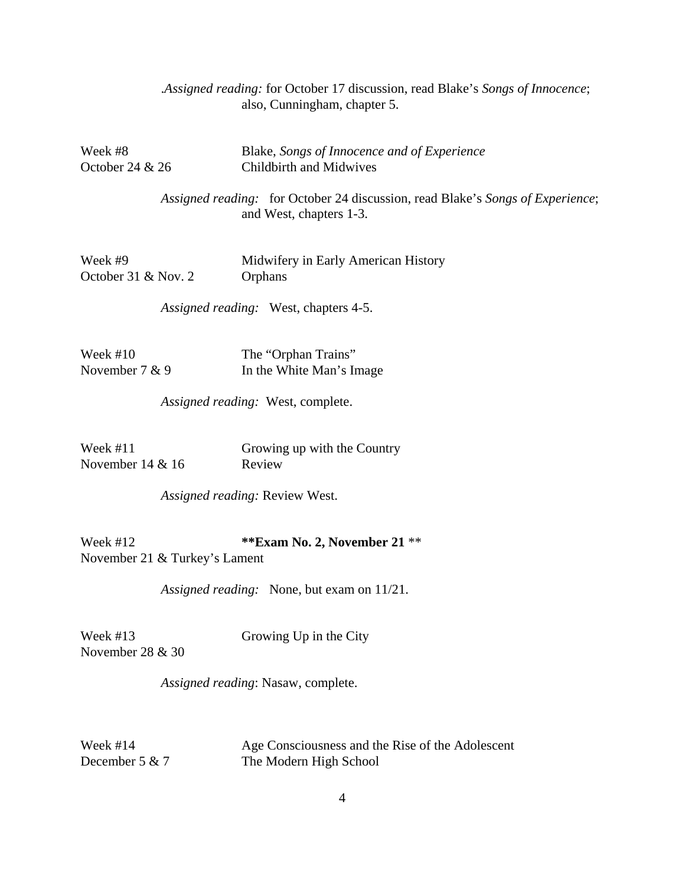.*Assigned reading:* for October 17 discussion, read Blake's *Songs of Innocence*; also, Cunningham, chapter 5.

Week #8 — October 24 & 26
Blake, *Songs of Innocence and of Experience*
Childbirth and Midwives

*Assigned reading:* for October 24 discussion, read Blake's *Songs of Experience*; and West, chapters 1-3.

Week #9 — October 31 & Nov. 2
Midwifery in Early American History
Orphans

*Assigned reading:* West, chapters 4-5.

Week #10 — November 7 & 9
The "Orphan Trains"
In the White Man's Image

*Assigned reading:* West, complete.

Week #11 — November 14 & 16
Growing up with the Country
Review

*Assigned reading:* Review West.

Week #12 — November 21 & Turkey's Lament
**Exam No. 2, November 21** **

*Assigned reading:* None, but exam on 11/21.

Week #13 — November 28 & 30
Growing Up in the City

*Assigned reading*: Nasaw, complete.

Week #14 — December 5 & 7
Age Consciousness and the Rise of the Adolescent
The Modern High School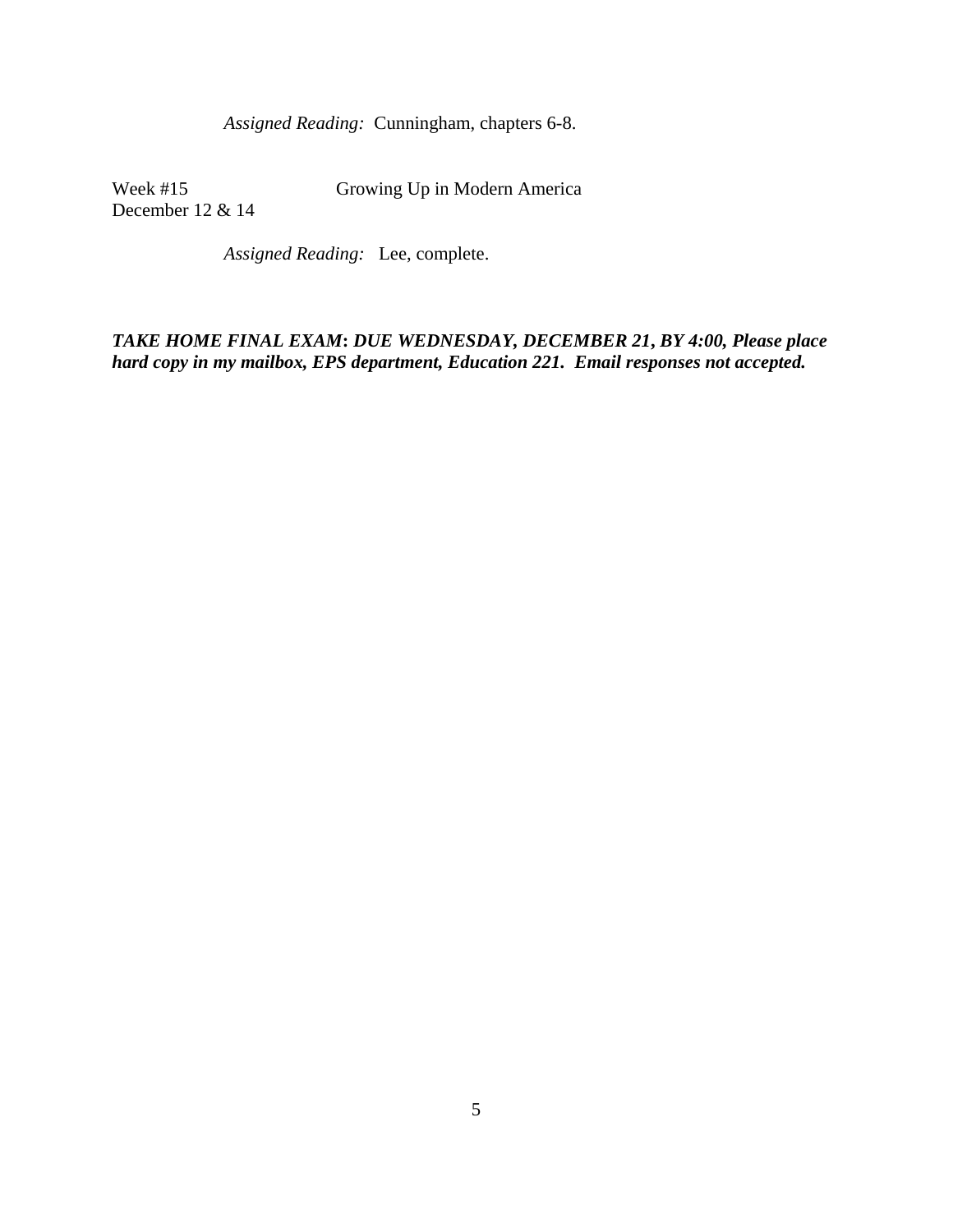*Assigned Reading:* Cunningham, chapters 6-8.

Week #15 — Growing Up in Modern America
December 12 & 14

*Assigned Reading:* Lee, complete.

***TAKE HOME FINAL EXAM: DUE WEDNESDAY, DECEMBER 21, BY 4:00, Please place hard copy in my mailbox, EPS department, Education 221. Email responses not accepted.***